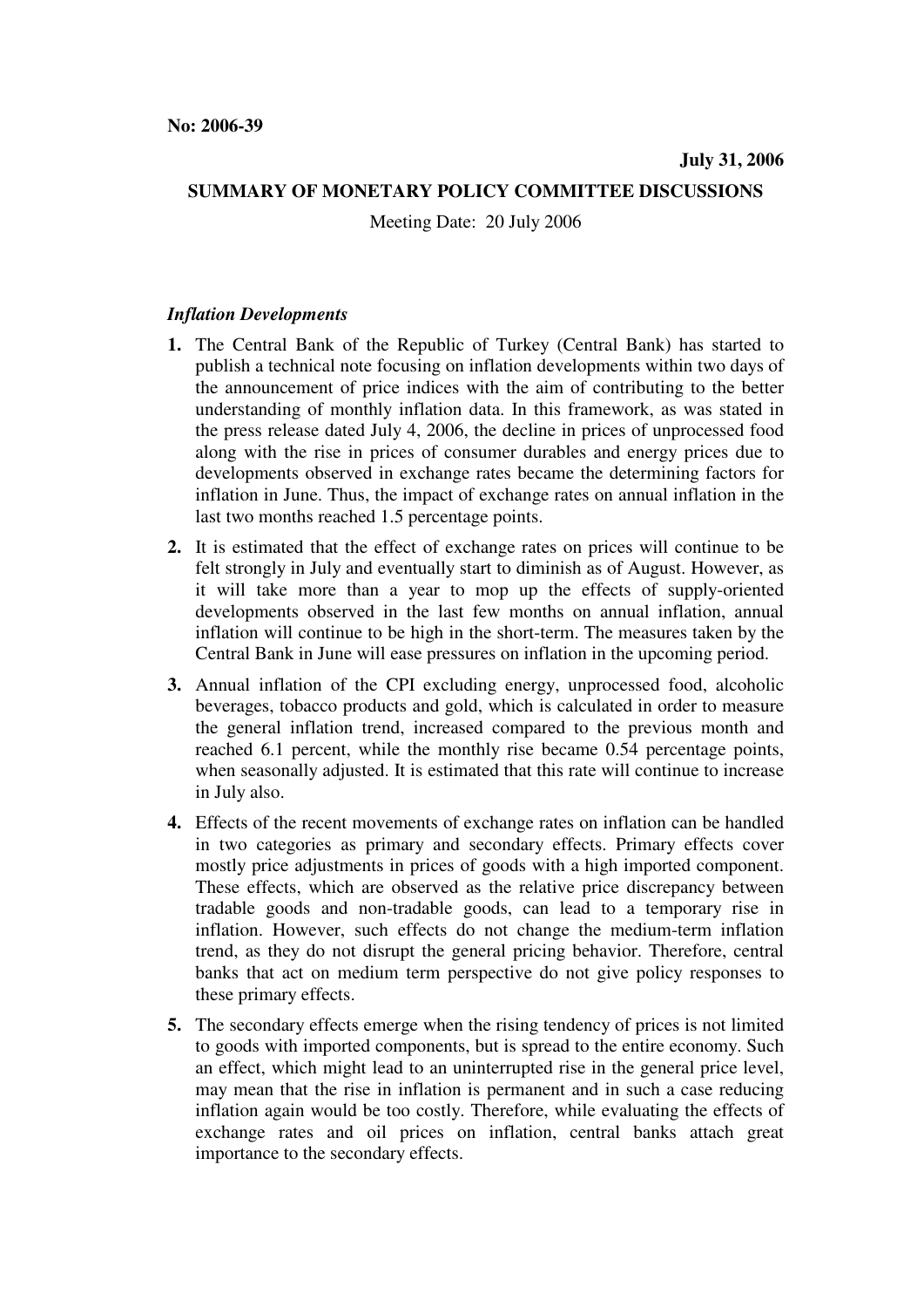**No: 2006-39**

**July 31, 2006**

**SUMMARY OF MONETARY POLICY COMMITTEE DISCUSSIONS**

Meeting Date: 20 July 2006

***Inflation Developments***

**1.** The Central Bank of the Republic of Turkey (Central Bank) has started to publish a technical note focusing on inflation developments within two days of the announcement of price indices with the aim of contributing to the better understanding of monthly inflation data. In this framework, as was stated in the press release dated July 4, 2006, the decline in prices of unprocessed food along with the rise in prices of consumer durables and energy prices due to developments observed in exchange rates became the determining factors for inflation in June. Thus, the impact of exchange rates on annual inflation in the last two months reached 1.5 percentage points.

**2.** It is estimated that the effect of exchange rates on prices will continue to be felt strongly in July and eventually start to diminish as of August. However, as it will take more than a year to mop up the effects of supply-oriented developments observed in the last few months on annual inflation, annual inflation will continue to be high in the short-term. The measures taken by the Central Bank in June will ease pressures on inflation in the upcoming period.

**3.** Annual inflation of the CPI excluding energy, unprocessed food, alcoholic beverages, tobacco products and gold, which is calculated in order to measure the general inflation trend, increased compared to the previous month and reached 6.1 percent, while the monthly rise became 0.54 percentage points, when seasonally adjusted. It is estimated that this rate will continue to increase in July also.

**4.** Effects of the recent movements of exchange rates on inflation can be handled in two categories as primary and secondary effects. Primary effects cover mostly price adjustments in prices of goods with a high imported component. These effects, which are observed as the relative price discrepancy between tradable goods and non-tradable goods, can lead to a temporary rise in inflation. However, such effects do not change the medium-term inflation trend, as they do not disrupt the general pricing behavior. Therefore, central banks that act on medium term perspective do not give policy responses to these primary effects.

**5.** The secondary effects emerge when the rising tendency of prices is not limited to goods with imported components, but is spread to the entire economy. Such an effect, which might lead to an uninterrupted rise in the general price level, may mean that the rise in inflation is permanent and in such a case reducing inflation again would be too costly. Therefore, while evaluating the effects of exchange rates and oil prices on inflation, central banks attach great importance to the secondary effects.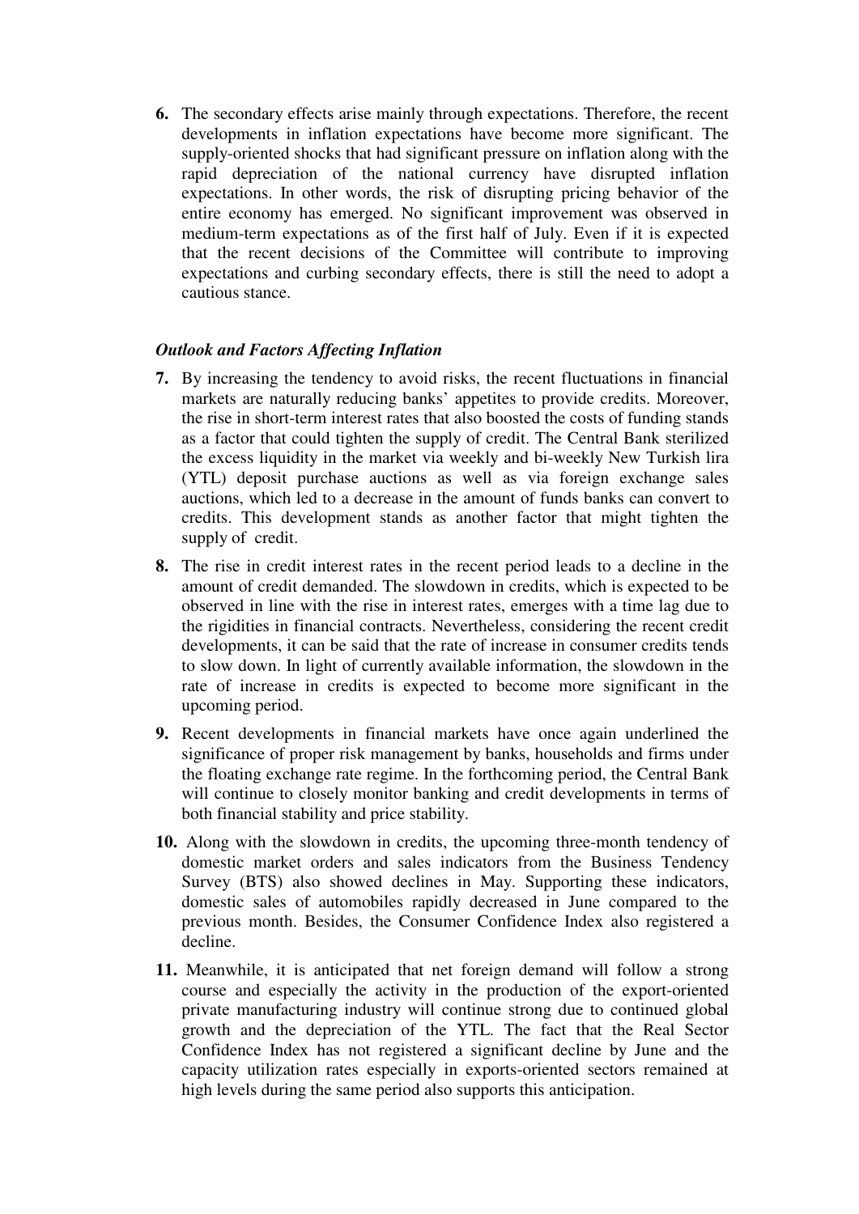**6.** The secondary effects arise mainly through expectations. Therefore, the recent developments in inflation expectations have become more significant. The supply-oriented shocks that had significant pressure on inflation along with the rapid depreciation of the national currency have disrupted inflation expectations. In other words, the risk of disrupting pricing behavior of the entire economy has emerged. No significant improvement was observed in medium-term expectations as of the first half of July. Even if it is expected that the recent decisions of the Committee will contribute to improving expectations and curbing secondary effects, there is still the need to adopt a cautious stance.

***Outlook and Factors Affecting Inflation***

**7.** By increasing the tendency to avoid risks, the recent fluctuations in financial markets are naturally reducing banks' appetites to provide credits. Moreover, the rise in short-term interest rates that also boosted the costs of funding stands as a factor that could tighten the supply of credit. The Central Bank sterilized the excess liquidity in the market via weekly and bi-weekly New Turkish lira (YTL) deposit purchase auctions as well as via foreign exchange sales auctions, which led to a decrease in the amount of funds banks can convert to credits. This development stands as another factor that might tighten the supply of credit.

**8.** The rise in credit interest rates in the recent period leads to a decline in the amount of credit demanded. The slowdown in credits, which is expected to be observed in line with the rise in interest rates, emerges with a time lag due to the rigidities in financial contracts. Nevertheless, considering the recent credit developments, it can be said that the rate of increase in consumer credits tends to slow down. In light of currently available information, the slowdown in the rate of increase in credits is expected to become more significant in the upcoming period.

**9.** Recent developments in financial markets have once again underlined the significance of proper risk management by banks, households and firms under the floating exchange rate regime. In the forthcoming period, the Central Bank will continue to closely monitor banking and credit developments in terms of both financial stability and price stability.

**10.** Along with the slowdown in credits, the upcoming three-month tendency of domestic market orders and sales indicators from the Business Tendency Survey (BTS) also showed declines in May. Supporting these indicators, domestic sales of automobiles rapidly decreased in June compared to the previous month. Besides, the Consumer Confidence Index also registered a decline.

**11.** Meanwhile, it is anticipated that net foreign demand will follow a strong course and especially the activity in the production of the export-oriented private manufacturing industry will continue strong due to continued global growth and the depreciation of the YTL. The fact that the Real Sector Confidence Index has not registered a significant decline by June and the capacity utilization rates especially in exports-oriented sectors remained at high levels during the same period also supports this anticipation.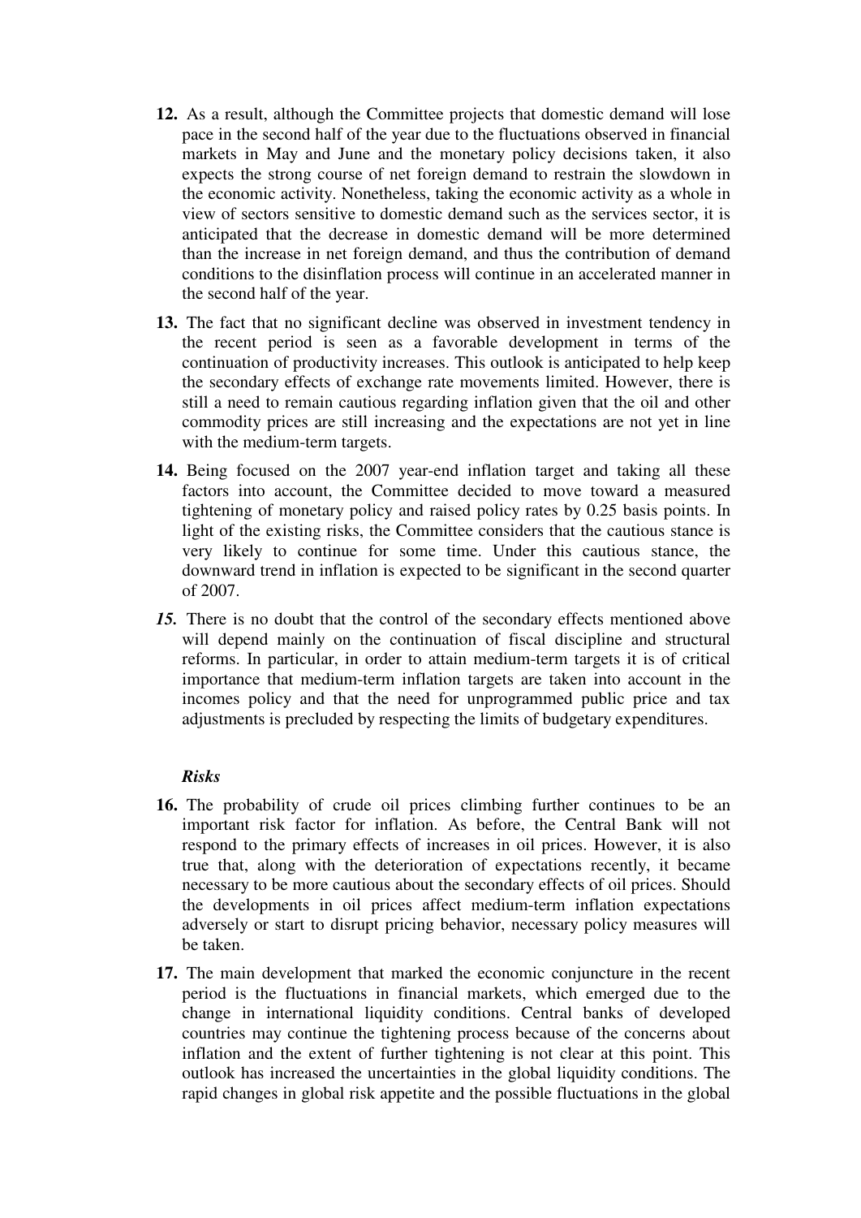**12.** As a result, although the Committee projects that domestic demand will lose pace in the second half of the year due to the fluctuations observed in financial markets in May and June and the monetary policy decisions taken, it also expects the strong course of net foreign demand to restrain the slowdown in the economic activity. Nonetheless, taking the economic activity as a whole in view of sectors sensitive to domestic demand such as the services sector, it is anticipated that the decrease in domestic demand will be more determined than the increase in net foreign demand, and thus the contribution of demand conditions to the disinflation process will continue in an accelerated manner in the second half of the year.

**13.** The fact that no significant decline was observed in investment tendency in the recent period is seen as a favorable development in terms of the continuation of productivity increases. This outlook is anticipated to help keep the secondary effects of exchange rate movements limited. However, there is still a need to remain cautious regarding inflation given that the oil and other commodity prices are still increasing and the expectations are not yet in line with the medium-term targets.

**14.** Being focused on the 2007 year-end inflation target and taking all these factors into account, the Committee decided to move toward a measured tightening of monetary policy and raised policy rates by 0.25 basis points. In light of the existing risks, the Committee considers that the cautious stance is very likely to continue for some time. Under this cautious stance, the downward trend in inflation is expected to be significant in the second quarter of 2007.

***15.*** There is no doubt that the control of the secondary effects mentioned above will depend mainly on the continuation of fiscal discipline and structural reforms. In particular, in order to attain medium-term targets it is of critical importance that medium-term inflation targets are taken into account in the incomes policy and that the need for unprogrammed public price and tax adjustments is precluded by respecting the limits of budgetary expenditures.

***Risks***

**16.** The probability of crude oil prices climbing further continues to be an important risk factor for inflation. As before, the Central Bank will not respond to the primary effects of increases in oil prices. However, it is also true that, along with the deterioration of expectations recently, it became necessary to be more cautious about the secondary effects of oil prices. Should the developments in oil prices affect medium-term inflation expectations adversely or start to disrupt pricing behavior, necessary policy measures will be taken.

**17.** The main development that marked the economic conjuncture in the recent period is the fluctuations in financial markets, which emerged due to the change in international liquidity conditions. Central banks of developed countries may continue the tightening process because of the concerns about inflation and the extent of further tightening is not clear at this point. This outlook has increased the uncertainties in the global liquidity conditions. The rapid changes in global risk appetite and the possible fluctuations in the global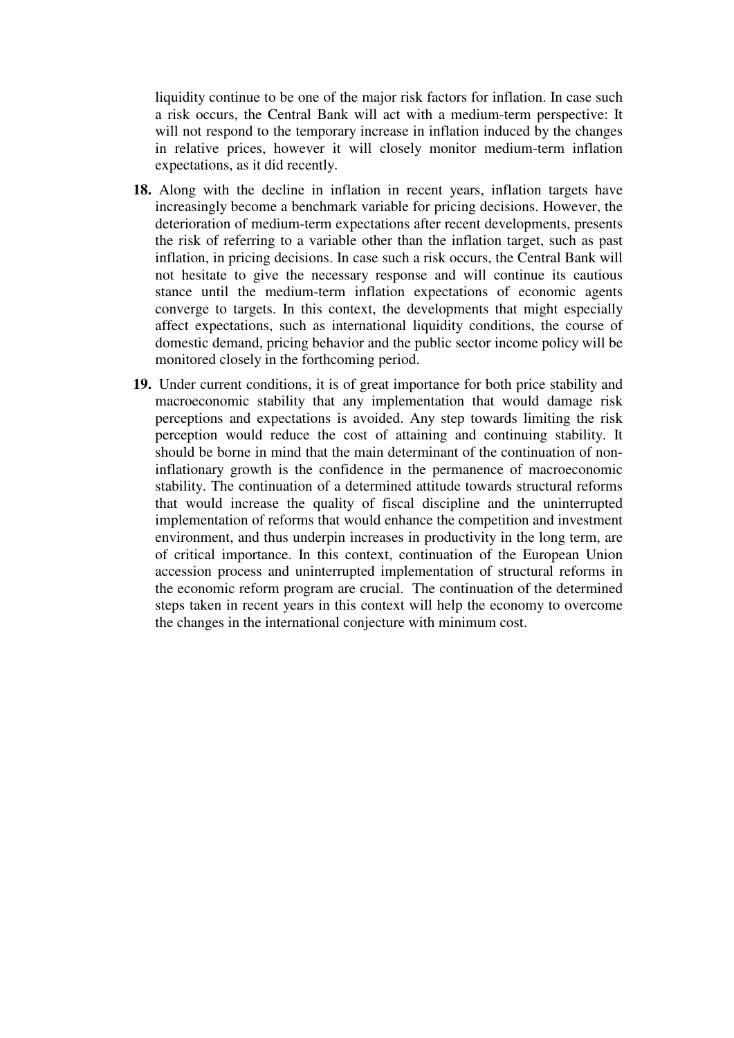liquidity continue to be one of the major risk factors for inflation. In case such a risk occurs, the Central Bank will act with a medium-term perspective: It will not respond to the temporary increase in inflation induced by the changes in relative prices, however it will closely monitor medium-term inflation expectations, as it did recently.

**18.** Along with the decline in inflation in recent years, inflation targets have increasingly become a benchmark variable for pricing decisions. However, the deterioration of medium-term expectations after recent developments, presents the risk of referring to a variable other than the inflation target, such as past inflation, in pricing decisions. In case such a risk occurs, the Central Bank will not hesitate to give the necessary response and will continue its cautious stance until the medium-term inflation expectations of economic agents converge to targets. In this context, the developments that might especially affect expectations, such as international liquidity conditions, the course of domestic demand, pricing behavior and the public sector income policy will be monitored closely in the forthcoming period.

**19.** Under current conditions, it is of great importance for both price stability and macroeconomic stability that any implementation that would damage risk perceptions and expectations is avoided. Any step towards limiting the risk perception would reduce the cost of attaining and continuing stability. It should be borne in mind that the main determinant of the continuation of non-inflationary growth is the confidence in the permanence of macroeconomic stability. The continuation of a determined attitude towards structural reforms that would increase the quality of fiscal discipline and the uninterrupted implementation of reforms that would enhance the competition and investment environment, and thus underpin increases in productivity in the long term, are of critical importance. In this context, continuation of the European Union accession process and uninterrupted implementation of structural reforms in the economic reform program are crucial. The continuation of the determined steps taken in recent years in this context will help the economy to overcome the changes in the international conjecture with minimum cost.